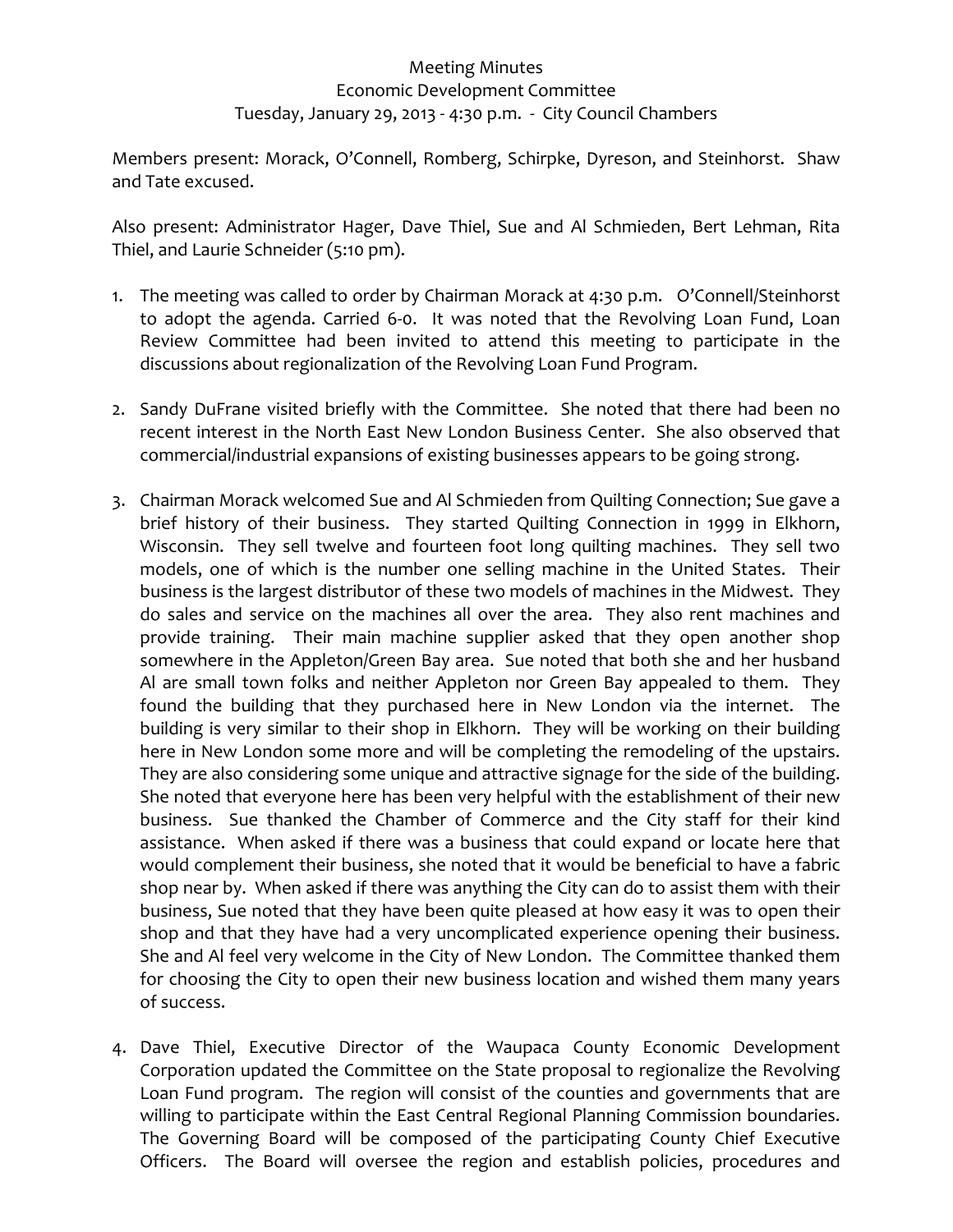Meeting Minutes
Economic Development Committee
Tuesday, January 29, 2013 - 4:30 p.m. - City Council Chambers

Members present: Morack, O'Connell, Romberg, Schirpke, Dyreson, and Steinhorst. Shaw and Tate excused.

Also present: Administrator Hager, Dave Thiel, Sue and Al Schmieden, Bert Lehman, Rita Thiel, and Laurie Schneider (5:10 pm).

1. The meeting was called to order by Chairman Morack at 4:30 p.m. O'Connell/Steinhorst to adopt the agenda. Carried 6-0. It was noted that the Revolving Loan Fund, Loan Review Committee had been invited to attend this meeting to participate in the discussions about regionalization of the Revolving Loan Fund Program.

2. Sandy DuFrane visited briefly with the Committee. She noted that there had been no recent interest in the North East New London Business Center. She also observed that commercial/industrial expansions of existing businesses appears to be going strong.

3. Chairman Morack welcomed Sue and Al Schmieden from Quilting Connection; Sue gave a brief history of their business. They started Quilting Connection in 1999 in Elkhorn, Wisconsin. They sell twelve and fourteen foot long quilting machines. They sell two models, one of which is the number one selling machine in the United States. Their business is the largest distributor of these two models of machines in the Midwest. They do sales and service on the machines all over the area. They also rent machines and provide training. Their main machine supplier asked that they open another shop somewhere in the Appleton/Green Bay area. Sue noted that both she and her husband Al are small town folks and neither Appleton nor Green Bay appealed to them. They found the building that they purchased here in New London via the internet. The building is very similar to their shop in Elkhorn. They will be working on their building here in New London some more and will be completing the remodeling of the upstairs. They are also considering some unique and attractive signage for the side of the building. She noted that everyone here has been very helpful with the establishment of their new business. Sue thanked the Chamber of Commerce and the City staff for their kind assistance. When asked if there was a business that could expand or locate here that would complement their business, she noted that it would be beneficial to have a fabric shop near by. When asked if there was anything the City can do to assist them with their business, Sue noted that they have been quite pleased at how easy it was to open their shop and that they have had a very uncomplicated experience opening their business. She and Al feel very welcome in the City of New London. The Committee thanked them for choosing the City to open their new business location and wished them many years of success.

4. Dave Thiel, Executive Director of the Waupaca County Economic Development Corporation updated the Committee on the State proposal to regionalize the Revolving Loan Fund program. The region will consist of the counties and governments that are willing to participate within the East Central Regional Planning Commission boundaries. The Governing Board will be composed of the participating County Chief Executive Officers. The Board will oversee the region and establish policies, procedures and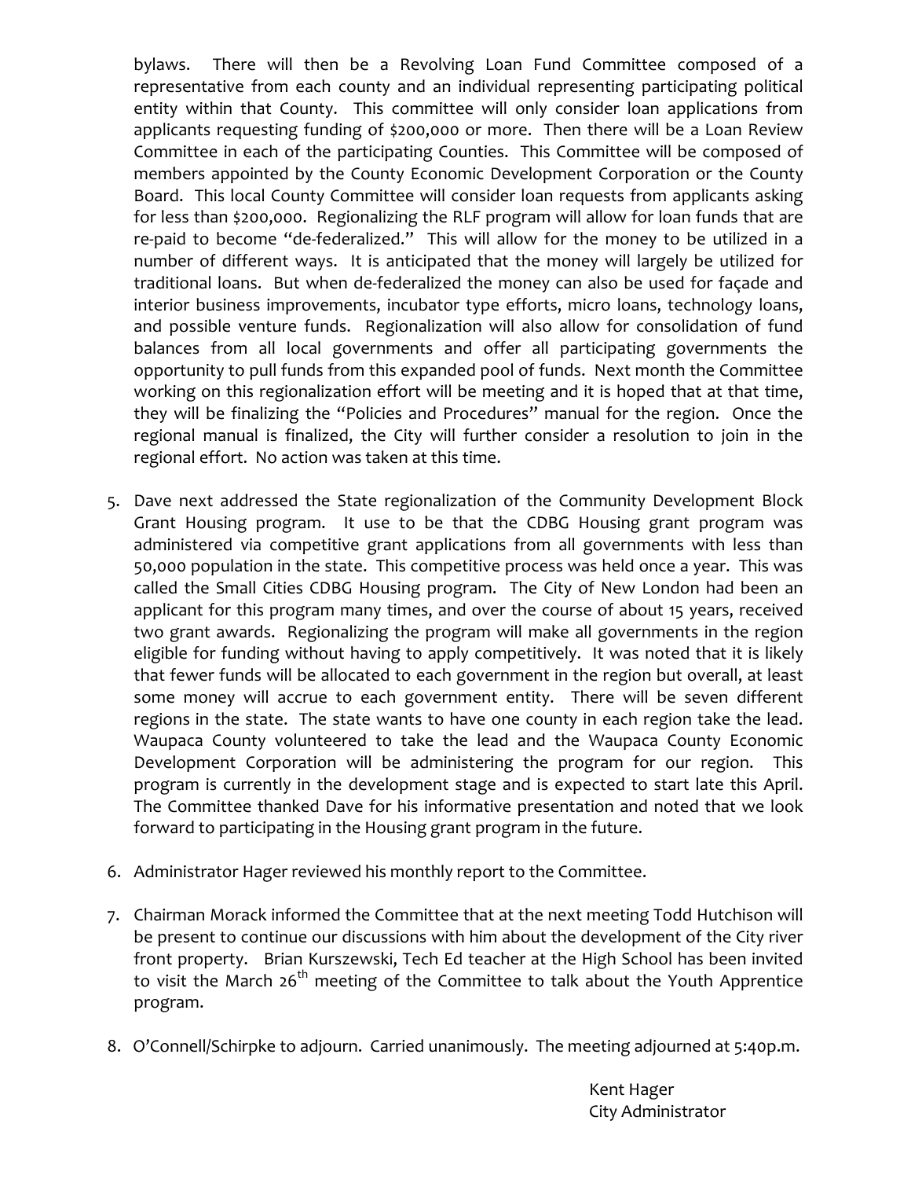bylaws. There will then be a Revolving Loan Fund Committee composed of a representative from each county and an individual representing participating political entity within that County. This committee will only consider loan applications from applicants requesting funding of $200,000 or more. Then there will be a Loan Review Committee in each of the participating Counties. This Committee will be composed of members appointed by the County Economic Development Corporation or the County Board. This local County Committee will consider loan requests from applicants asking for less than $200,000. Regionalizing the RLF program will allow for loan funds that are re-paid to become "de-federalized." This will allow for the money to be utilized in a number of different ways. It is anticipated that the money will largely be utilized for traditional loans. But when de-federalized the money can also be used for façade and interior business improvements, incubator type efforts, micro loans, technology loans, and possible venture funds. Regionalization will also allow for consolidation of fund balances from all local governments and offer all participating governments the opportunity to pull funds from this expanded pool of funds. Next month the Committee working on this regionalization effort will be meeting and it is hoped that at that time, they will be finalizing the "Policies and Procedures" manual for the region. Once the regional manual is finalized, the City will further consider a resolution to join in the regional effort. No action was taken at this time.

5. Dave next addressed the State regionalization of the Community Development Block Grant Housing program. It use to be that the CDBG Housing grant program was administered via competitive grant applications from all governments with less than 50,000 population in the state. This competitive process was held once a year. This was called the Small Cities CDBG Housing program. The City of New London had been an applicant for this program many times, and over the course of about 15 years, received two grant awards. Regionalizing the program will make all governments in the region eligible for funding without having to apply competitively. It was noted that it is likely that fewer funds will be allocated to each government in the region but overall, at least some money will accrue to each government entity. There will be seven different regions in the state. The state wants to have one county in each region take the lead. Waupaca County volunteered to take the lead and the Waupaca County Economic Development Corporation will be administering the program for our region. This program is currently in the development stage and is expected to start late this April. The Committee thanked Dave for his informative presentation and noted that we look forward to participating in the Housing grant program in the future.

6. Administrator Hager reviewed his monthly report to the Committee.

7. Chairman Morack informed the Committee that at the next meeting Todd Hutchison will be present to continue our discussions with him about the development of the City river front property. Brian Kurszewski, Tech Ed teacher at the High School has been invited to visit the March 26th meeting of the Committee to talk about the Youth Apprentice program.

8. O'Connell/Schirpke to adjourn. Carried unanimously. The meeting adjourned at 5:40p.m.

Kent Hager
City Administrator